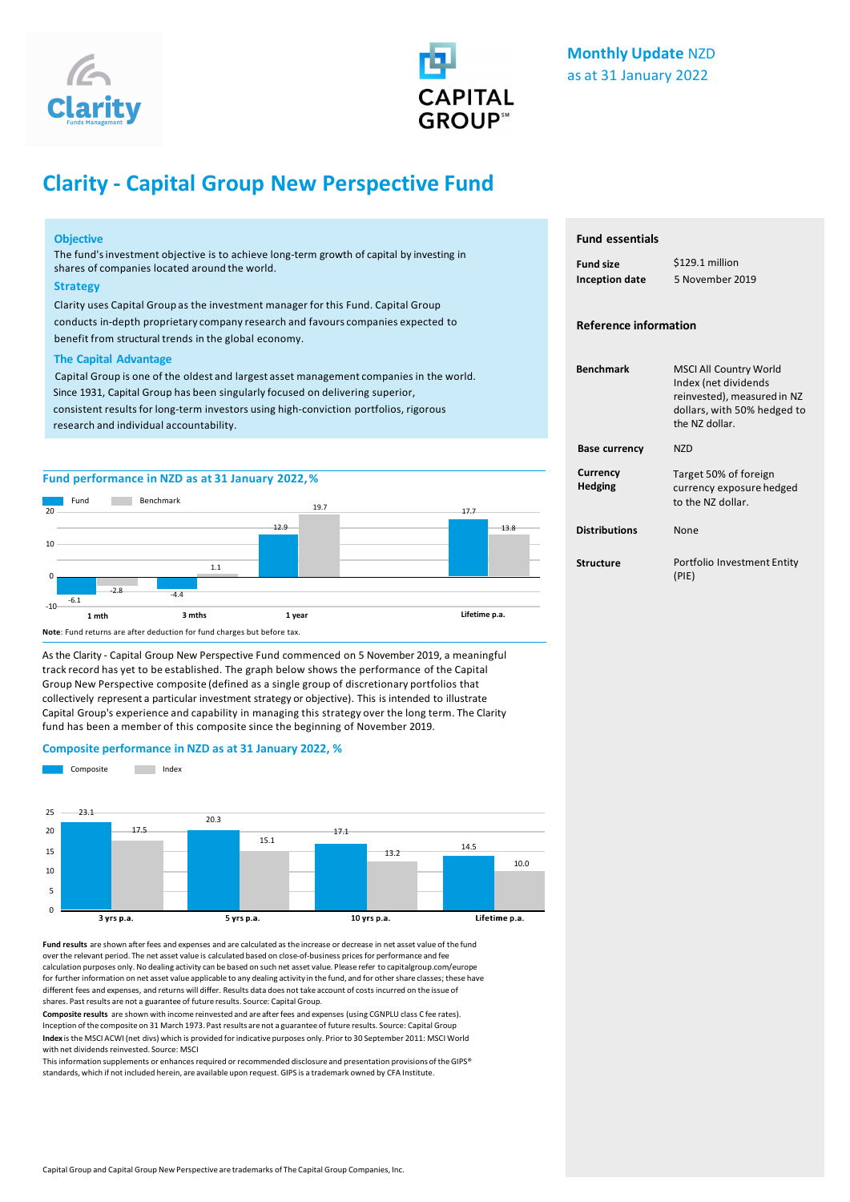**Monthly Update** NZD
as at 31 January 2022

# Clarity - Capital Group New Perspective Fund

### Objective

The fund's investment objective is to achieve long-term growth of capital by investing in shares of companies located around the world.

### Strategy

Clarity uses Capital Group as the investment manager for this Fund. Capital Group conducts in-depth proprietary company research and favours companies expected to benefit from structural trends in the global economy.

### The Capital Advantage

Capital Group is one of the oldest and largest asset management companies in the world. Since 1931, Capital Group has been singularly focused on delivering superior, consistent results for long-term investors using high-conviction portfolios, rigorous research and individual accountability.

## Fund essentials

| | |
|---|---|
| **Fund size** | $129.1 million |
| **Inception date** | 5 November 2019 |

## Reference information

| | |
|---|---|
| **Benchmark** | MSCI All Country World Index (net dividends reinvested), measured in NZ dollars, with 50% hedged to the NZ dollar. |
| **Base currency** | NZD |
| **Currency Hedging** | Target 50% of foreign currency exposure hedged to the NZ dollar. |
| **Distributions** | None |
| **Structure** | Portfolio Investment Entity (PIE) |

## Fund performance in NZD as at 31 January 2022, %

| | 1 mth | 3 mths | 1 year | Lifetime p.a. |
|---|---|---|---|---|
| Fund | -6.1 | -4.4 | 12.9 | 17.7 |
| Benchmark | -2.8 | 1.1 | 19.7 | 13.8 |

**Note**: Fund returns are after deduction for fund charges but before tax.

As the Clarity - Capital Group New Perspective Fund commenced on 5 November 2019, a meaningful track record has yet to be established. The graph below shows the performance of the Capital Group New Perspective composite (defined as a single group of discretionary portfolios that collectively represent a particular investment strategy or objective). This is intended to illustrate Capital Group's experience and capability in managing this strategy over the long term. The Clarity fund has been a member of this composite since the beginning of November 2019.

## Composite performance in NZD as at 31 January 2022, %

| | 3 yrs p.a. | 5 yrs p.a. | 10 yrs p.a. | Lifetime p.a. |
|---|---|---|---|---|
| Composite | 23.1 | 20.3 | 17.1 | 14.5 |
| Index | 17.5 | 15.1 | 13.2 | 10.0 |

**Fund results** are shown after fees and expenses and are calculated as the increase or decrease in net asset value of the fund over the relevant period. The net asset value is calculated based on close-of-business prices for performance and fee calculation purposes only. No dealing activity can be based on such net asset value. Please refer to capitalgroup.com/europe for further information on net asset value applicable to any dealing activity in the fund, and for other share classes; these have different fees and expenses, and returns will differ. Results data does not take account of costs incurred on the issue of shares. Past results are not a guarantee of future results. Source: Capital Group.

**Composite results** are shown with income reinvested and are after fees and expenses (using CGNPLU class C fee rates). Inception of the composite on 31 March 1973. Past results are not a guarantee of future results. Source: Capital Group

**Index** is the MSCI ACWI (net divs) which is provided for indicative purposes only. Prior to 30 September 2011: MSCI World with net dividends reinvested. Source: MSCI

This information supplements or enhances required or recommended disclosure and presentation provisions of the GIPS® standards, which if not included herein, are available upon request. GIPS is a trademark owned by CFA Institute.

Capital Group and Capital Group New Perspective are trademarks of The Capital Group Companies, Inc.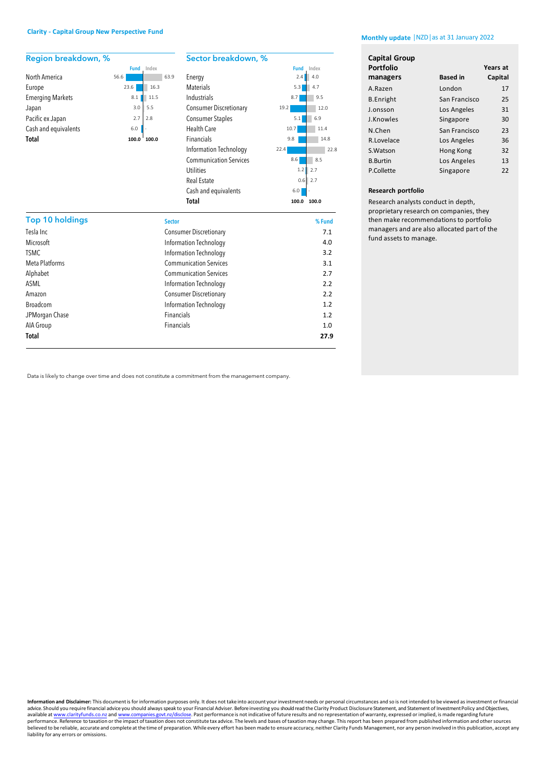## Region breakdown, %

Fund Index

North America 56.6 63.9

Europe 23.6 16.3

Emerging Markets 8.1 11.5

Japan 3.0 5.5

Pacific ex Japan 2.7 2.8

Cash and equivalents 6.0 -

Total 100.0 100.0

## Sector breakdown, %

Fund Index

Energy 2.4 4.0

Materials 5.3 4.7

Industrials 8.7 9.5

Consumer Discretionary 19.2 12.0

Consumer Staples 5.1 6.9

Health Care 10.7 11.4

Financials 9.8 14.8

Information Technology 22.4 22.8

Communication Services 8.6 8.5

Utilities 1.2 2.7

Real Estate 0.6 2.7

Cash and equivalents 6.0 -

Total 100.0 100.0

## Top 10 holdings

| | Sector | % Fund |
|---|---|---|
| Tesla Inc | Consumer Discretionary | 7.1 |
| Microsoft | Information Technology | 4.0 |
| TSMC | Information Technology | 3.2 |
| Meta Platforms | Communication Services | 3.1 |
| Alphabet | Communication Services | 2.7 |
| ASML | Information Technology | 2.2 |
| Amazon | Consumer Discretionary | 2.2 |
| Broadcom | Information Technology | 1.2 |
| JPMorgan Chase | Financials | 1.2 |
| AIA Group | Financials | 1.0 |
| **Total** | | **27.9** |

Data is likely to change over time and does not constitute a commitment from the management company.

| Capital Group Portfolio managers | Based in | Years at Capital |
|---|---|---|
| A.Razen | London | 17 |
| B.Enright | San Francisco | 25 |
| J.onsson | Los Angeles | 31 |
| J.Knowles | Singapore | 30 |
| N.Chen | San Francisco | 23 |
| R.Lovelace | Los Angeles | 36 |
| S.Watson | Hong Kong | 32 |
| B.Burtin | Los Angeles | 13 |
| P.Collette | Singapore | 22 |

### Research portfolio

Research analysts conduct in depth, proprietary research on companies, they then make recommendations to portfolio managers and are also allocated part of the fund assets to manage.

**Information and Disclaimer:** This document is for information purposes only. It does not take into account your investment needs or personal circumstances and so is not intended to be viewed as investment or financial advice. Should you require financial advice you should always speak to your Financial Adviser. Before investing you should read the Clarity Product Disclosure Statement, and Statement of Investment Policy and Objectives, available at www.clarityfunds.co.nz and www.companies.govt.nz/disclose. Past performance is not indicative of future results and no representation of warranty, expressed or implied, is made regarding future performance. Reference to taxation or the impact of taxation does not constitute tax advice. The levels and bases of taxation may change. This report has been prepared from published information and other sources believed to be reliable, accurate and complete at the time of preparation. While every effort has been made to ensure accuracy, neither Clarity Funds Management, nor any person involved in this publication, accept any liability for any errors or omissions.